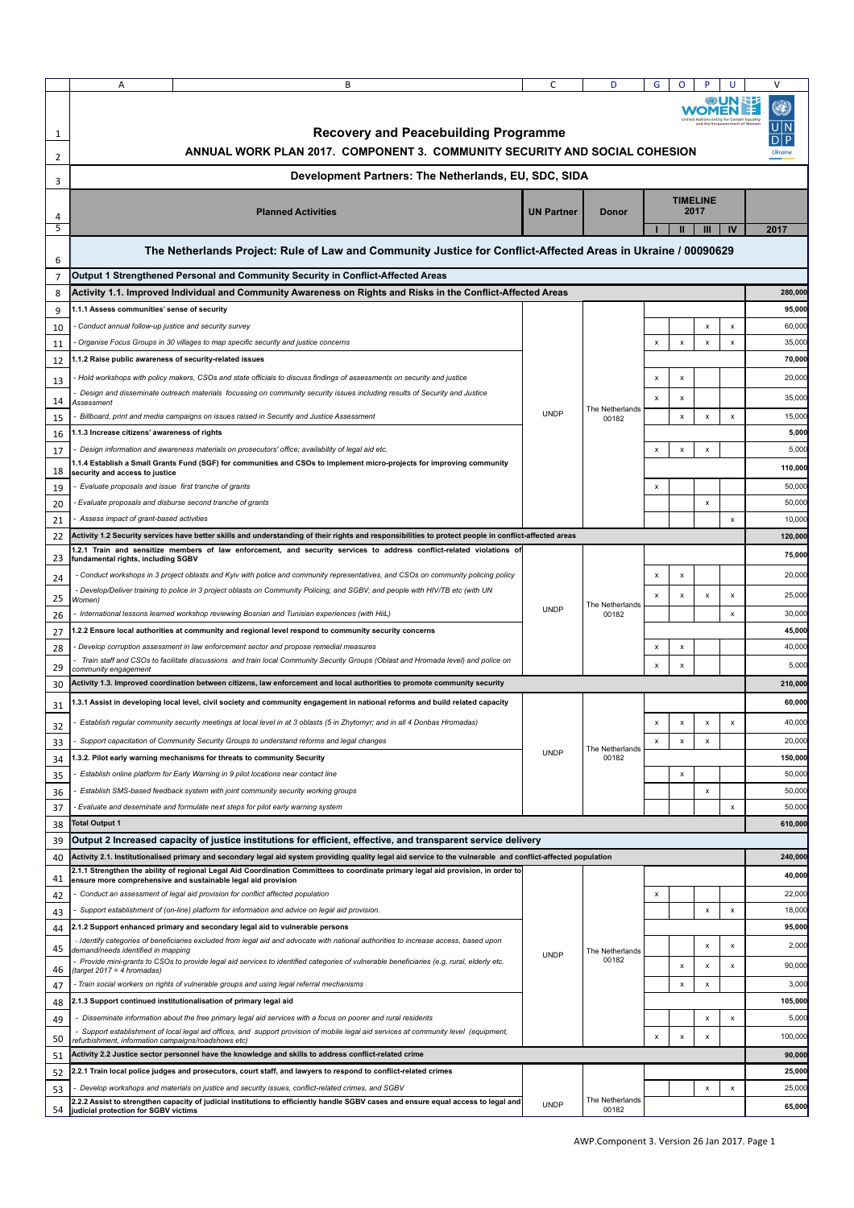# Recovery and Peacebuilding Programme

## ANNUAL WORK PLAN 2017. COMPONENT 3. COMMUNITY SECURITY AND SOCIAL COHESION

### Development Partners: The Netherlands, EU, SDC, SIDA

| Planned Activities | UN Partner | Donor | TIMELINE 2017 I | II | III | IV | 2017 |
|---|---|---|---|---|---|---|---|
| **The Netherlands Project: Rule of Law and Community Justice for Conflict-Affected Areas in Ukraine / 00090629** | | | | | | | |
| **Output 1 Strengthened Personal and Community Security in Conflict-Affected Areas** | | | | | | | |
| **Activity 1.1. Improved Individual and Community Awareness on Rights and Risks in the Conflict-Affected Areas** | | | | | | | **280,000** |
| **1.1.1 Assess communities' sense of security** | UNDP | The Netherlands 00182 | | | | | **95,000** |
| *- Conduct annual follow-up justice and security survey* | | | | | x | x | 60,000 |
| *- Organise Focus Groups in 30 villages to map specific security and justice concerns* | | | x | x | x | x | 35,000 |
| **1.1.2 Raise public awareness of security-related issues** | | | | | | | **70,000** |
| *- Hold workshops with policy makers, CSOs and state officials to discuss findings of assessments on security and justice* | | | x | x | | | 20,000 |
| *- Design and disseminate outreach materials focussing on community security issues including results of Security and Justice Assessment* | | | x | x | | | 35,000 |
| *- Billboard, print and media campaigns on issues raised in Security and Justice Assessment* | | | | x | x | x | 15,000 |
| **1.1.3 Increase citizens' awareness of rights** | | | | | | | **5,000** |
| *- Design information and awareness materials on prosecutors' office; availability of legal aid etc.* | | | x | x | x | | 5,000 |
| **1.1.4 Establish a Small Grants Fund (SGF) for communities and CSOs to implement micro-projects for improving community security and access to justice** | | | | | | | **110,000** |
| *- Evaluate proposals and issue first tranche of grants* | | | x | | | | 50,000 |
| *- Evaluate proposals and disburse second tranche of grants* | | | | | x | | 50,000 |
| *- Assess impact of grant-based activities* | | | | | | x | 10,000 |
| **Activity 1.2 Security services have better skills and understanding of their rights and responsibilities to protect people in conflict-affected areas** | | | | | | | **120,000** |
| **1.2.1 Train and sensitize members of law enforcement, and security services to address conflict-related violations of fundamental rights, including SGBV** | UNDP | The Netherlands 00182 | | | | | **75,000** |
| *- Conduct workshops in 3 project oblasts and Kyiv with police and community representatives, and CSOs on community policing policy* | | | x | x | | | 20,000 |
| *- Develop/Deliver training to police in 3 project oblasts on Community Policing, and SGBV; and people with HIV/TB etc (with UN Women)* | | | x | x | x | x | 25,000 |
| *- International lessons learned workshop reviewing Bosnian and Tunisian experiences (with HiiL)* | | | | | | x | 30,000 |
| **1.2.2 Ensure local authorities at community and regional level respond to community security concerns** | | | | | | | **45,000** |
| *- Develop corruption assessment in law enforcement sector and propose remedial measures* | | | x | x | | | 40,000 |
| *- Train staff and CSOs to facilitate discussions and train local Community Security Groups (Oblast and Hromada level) and police on community engagement* | | | x | x | | | 5,000 |
| **Activity 1.3. Improved coordination between citizens, law enforcement and local authorities to promote community security** | | | | | | | **210,000** |
| **1.3.1 Assist in developing local level, civil society and community engagement in national reforms and build related capacity** | UNDP | The Netherlands 00182 | | | | | **60,000** |
| *- Establish regular community security meetings at local level in at 3 oblasts (5 in Zhytomyr; and in all 4 Donbas Hromadas)* | | | x | x | x | x | 40,000 |
| *- Support capacitation of Community Security Groups to understand reforms and legal changes* | | | x | x | x | | 20,000 |
| **1.3.2. Pilot early warning mechanisms for threats to community Security** | | | | | | | **150,000** |
| *- Establish online platform for Early Warning in 9 pilot locations near contact line* | | | | x | | | 50,000 |
| *- Establish SMS-based feedback system with joint community security working groups* | | | | | x | | 50,000 |
| *- Evaluate and deseminate and formulate next steps for pilot early warning system* | | | | | | x | 50,000 |
| **Total Output 1** | | | | | | | **610,000** |
| **Output 2 Increased capacity of justice institutions for efficient, effective, and transparent service delivery** | | | | | | | |
| **Activity 2.1. Institutionalised primary and secondary legal aid system providing quality legal aid service to the vulnerable and conflict-affected population** | | | | | | | **240,000** |
| **2.1.1 Strengthen the ability of regional Legal Aid Coordination Committees to coordinate primary legal aid provision, in order to ensure more comprehensive and sustainable legal aid provision** | UNDP | The Netherlands 00182 | | | | | **40,000** |
| *- Conduct an assessment of legal aid provision for conflict affected population* | | | x | | | | 22,000 |
| *- Support establishment of (on-line) platform for information and advice on legal aid provision.* | | | | | x | x | 18,000 |
| **2.1.2 Support enhanced primary and secondary legal aid to vulnerable persons** | | | | | | | **95,000** |
| *- Identify categories of beneficiaries excluded from legal aid and advocate with national authorities to increase access, based upon demand/needs identified in mapping* | | | | | x | x | 2,000 |
| *- Provide mini-grants to CSOs to provide legal aid services to identified categories of vulnerable beneficiaries (e.g. rural, elderly etc. (target 2017 = 4 hromadas)* | | | | x | x | x | 90,000 |
| *- Train social workers on rights of vulnerable groups and using legal referral mechanisms* | | | | x | x | | 3,000 |
| **2.1.3 Support continued institutionalisation of primary legal aid** | | | | | | | **105,000** |
| *- Disseminate information about the free primary legal aid services with a focus on poorer and rural residents* | | | | | x | x | 5,000 |
| *- Support establishment of local legal aid offices, and support provision of mobile legal aid services at community level (equipment, refurbishment, information campaigns/roadshows etc)* | | | x | x | x | | 100,000 |
| **Activity 2.2 Justice sector personnel have the knowledge and skills to address conflict-related crime** | | | | | | | **90,000** |
| **2.2.1 Train local police judges and prosecutors, court staff, and lawyers to respond to conflict-related crimes** | UNDP | The Netherlands 00182 | | | | | **25,000** |
| *- Develop workshops and materials on justice and security issues, conflict-related crimes, and SGBV* | | | | | x | x | 25,000 |
| **2.2.2 Assist to strengthen capacity of judicial institutions to efficiently handle SGBV cases and ensure equal access to legal and judicial protection for SGBV victims** | | | | | | | **65,000** |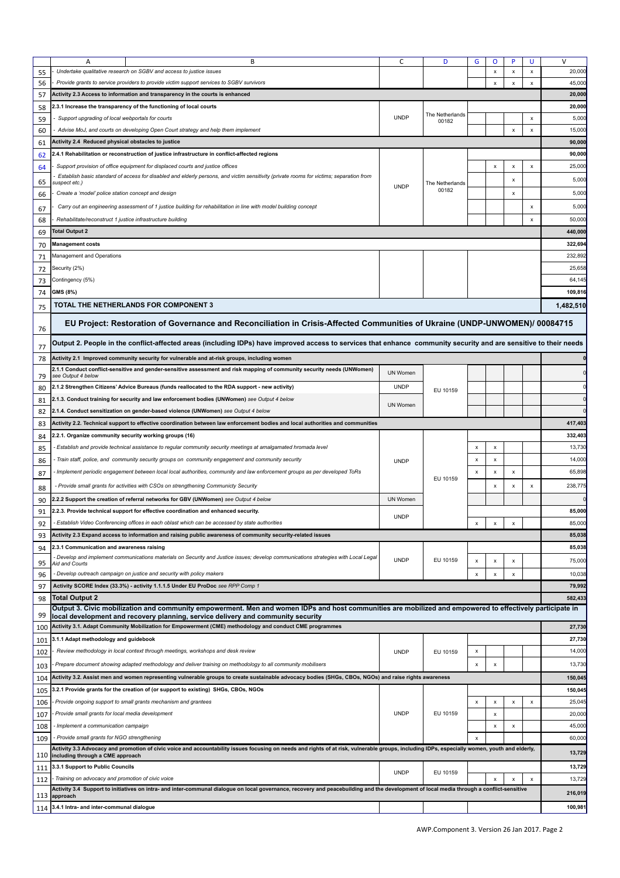| | A | B | C | D | G | O | P | U | V |
|---|---|---|---|---|---|---|---|---|---|
| 55 | - Undertake qualitative research on SGBV and access to justice issues | | | | | x | x | x | 20,000 |
| 56 | - Provide grants to service providers to provide victim support services to SGBV survivors | | | | | x | x | x | 45,000 |
| 57 | **Activity 2.3 Access to information and transparency in the courts is enhanced** | | | | | | | | **20,000** |
| 58 | **2.3.1 Increase the transparency of the functioning of local courts** | | UNDP | The Netherlands 00182 | | | | | **20,000** |
| 59 | - Support upgrading of local webportals for courts | | | | | | | x | 5,000 |
| 60 | - Advise MoJ, and courts on developing Open Court strategy and help them implement | | | | | | x | x | 15,000 |
| 61 | **Activity 2.4 Reduced physical obstacles to justice** | | | | | | | | **90,000** |
| 62 | **2.4.1 Rehabilitation or reconstruction of justice infrastructure in conflict-affected regions** | | UNDP | The Netherlands 00182 | | | | | **90,000** |
| 64 | - Support provision of office equipment for displaced courts and justice offices | | | | | x | x | x | 25,000 |
| 65 | - Establish basic standard of access for disabled and elderly persons, and victim sensitivity (private rooms for victims; separation from suspect etc.) | | | | | | x | | 5,000 |
| 66 | - Create a 'model' police station concept and design | | | | | | x | | 5,000 |
| 67 | - Carry out an engineering assessment of 1 justice building for rehabilitation in line with model building concept | | | | | | | x | 5,000 |
| 68 | - Rehabilitate/reconstruct 1 justice infrastructure building | | | | | | | x | 50,000 |
| 69 | **Total Output 2** | | | | | | | | **440,000** |
| 70 | **Management costs** | | | | | | | | **322,694** |
| 71 | Management and Operations | | | | | | | | 232,892 |
| 72 | Security (2%) | | | | | | | | 25,658 |
| 73 | Contingency (5%) | | | | | | | | 64,145 |
| 74 | **GMS (8%)** | | | | | | | | **109,816** |
| 75 | **TOTAL THE NETHERLANDS FOR COMPONENT 3** | | | | | | | | **1,482,510** |
| 76 | **EU Project: Restoration of Governance and Reconciliation in Crisis-Affected Communities of Ukraine (UNDP-UNWOMEN)/ 00084715** | | | | | | | | |
| 77 | **Output 2. People in the conflict-affected areas (including IDPs) have improved access to services that enhance community security and are sensitive to their needs** | | | | | | | | |
| 78 | **Activity 2.1 Improved community security for vulnerable and at-risk groups, including women** | | | | | | | | **0** |
| 79 | **2.1.1 Conduct conflict-sensitive and gender-sensitive assessment and risk mapping of community security needs (UNWomen)** see Output 4 below | | UN Women | EU 10159 | | | | | 0 |
| 80 | **2.1.2 Strengthen Citizens' Advice Bureaus (funds reallocated to the RDA support - new activity)** | | UNDP | | | | | | 0 |
| 81 | **2.1.3. Conduct training for security and law enforcement bodies (UNWomen)** see Output 4 below | | UN Women | | | | | | 0 |
| 82 | **2.1.4. Conduct sensitization on gender-based violence (UNWomen)** see Output 4 below | | | | | | | | 0 |
| 83 | **Activity 2.2. Technical support to effective coordination between law enforcement bodies and local authorities and communities** | | | | | | | | **417,403** |
| 84 | **2.2.1. Organize community security working groups (16)** | | UNDP | EU 10159 | | | | | **332,403** |
| 85 | - Establish and provide technical assistance to regular community security meetings at amalgamated hromada level | | | | x | x | | | 13,730 |
| 86 | - Train staff, police, and community security groups on community engagement and community security | | | | x | x | | | 14,000 |
| 87 | - Implement periodic engagement between local local authorities, community and law enforcement groups as per developed ToRs | | | | x | x | x | | 65,898 |
| 88 | - Provide small grants for activities with CSOs on strengthening Communicty Security | | | | | x | x | x | 238,775 |
| 90 | **2.2.2 Support the creation of referral networks for GBV (UNWomen)** see Output 4 below | | UN Women | | | | | | 0 |
| 91 | **2.2.3. Provide technical support for effective coordination and enhanced security.** | | UNDP | | | | | | **85,000** |
| 92 | - Establish Video Conferencing offices in each oblast which can be accessed by state authorities | | | | x | x | x | | 85,000 |
| 93 | **Activity 2.3 Expand access to information and raising public awareness of community security-related issues** | | | | | | | | **85,038** |
| 94 | **2.3.1 Communication and awareness raising** | | UNDP | EU 10159 | | | | | **85,038** |
| 95 | - Develop and implement communications materials on Security and Justice issues; develop communications strategies with Local Legal Aid and Courts | | | | x | x | x | | 75,000 |
| 96 | - Develop outreach campaign on justice and security with policy makers | | | | x | x | x | | 10,038 |
| 97 | **Activity SCORE Index (33.3%) - activity 1.1.1.5 Under EU ProDoc** see RPP Comp 1 | | | | | | | | **79,992** |
| 98 | **Total Output 2** | | | | | | | | **582,433** |
| 99 | **Output 3. Civic mobilization and community empowerment. Men and women IDPs and host communities are mobilized and empowered to effectively participate in local development and recovery planning, service delivery and community security** | | | | | | | | |
| 100 | **Activity 3.1. Adapt Community Mobilization for Empowerment (CME) methodology and conduct CME programmes** | | | | | | | | **27,730** |
| 101 | **3.1.1 Adapt methodology and guidebook** | | UNDP | EU 10159 | | | | | **27,730** |
| 102 | - Review methodology in local context through meetings, workshops and desk review | | | | x | | | | 14,000 |
| 103 | - Prepare document showing adapted methodology and deliver training on methodology to all community mobilisers | | | | x | x | | | 13,730 |
| 104 | **Activity 3.2. Assist men and women representing vulnerable groups to create sustainable advocacy bodies (SHGs, CBOs, NGOs) and raise rights awareness** | | | | | | | | **150,045** |
| 105 | **3.2.1 Provide grants for the creation of (or support to existing) SHGs, CBOs, NGOs** | | UNDP | EU 10159 | | | | | **150,045** |
| 106 | - Provide ongoing support to small grants mechanism and grantees | | | | x | x | x | x | 25,045 |
| 107 | - Provide small grants for local media development | | | | | x | | | 20,000 |
| 108 | - Implement a communication campaign | | | | | x | x | | 45,000 |
| 109 | - Provide small grants for NGO strengthening | | | | x | | | | 60,000 |
| 110 | **Activity 3.3 Advocacy and promotion of civic voice and accountability issues focusing on needs and rights of at risk, vulnerable groups, including IDPs, especially women, youth and elderly, including through a CME approach** | | | | | | | | **13,729** |
| 111 | **3.3.1 Support to Public Councils** | | UNDP | EU 10159 | | | | | **13,729** |
| 112 | - Training on advocacy and promotion of civic voice | | | | | x | x | x | 13,729 |
| 113 | **Activity 3.4 Support to initiatives on intra- and inter-communal dialogue on local governance, recovery and peacebuilding and the development of local media through a conflict-sensitive approach** | | | | | | | | **216,019** |
| 114 | **3.4.1 Intra- and inter-communal dialogue** | | | | | | | | **100,981** |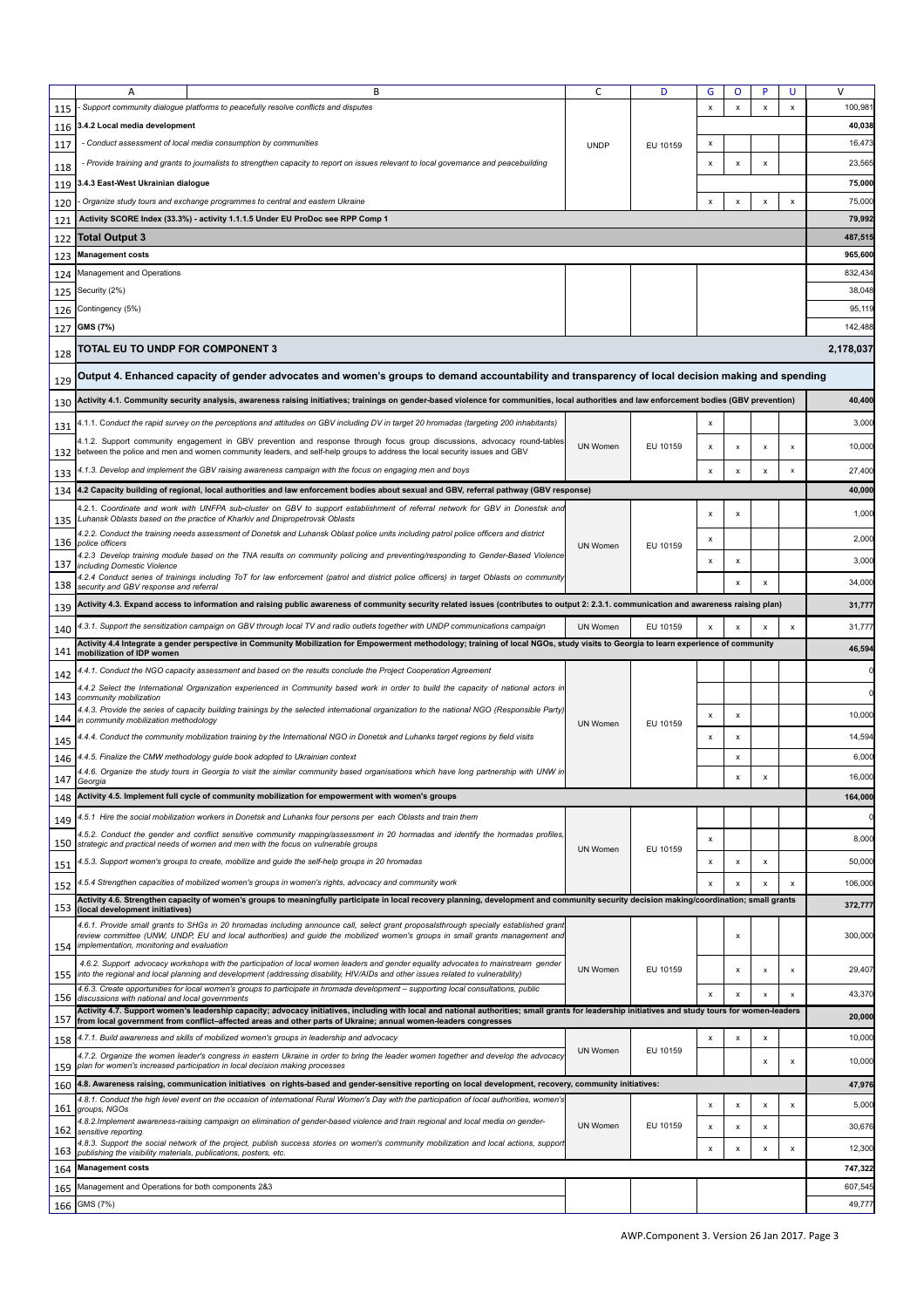| | A | B | C | D | G | O | P | U | V |
|---|---|---|---|---|---|---|---|---|---|
| 115 | *- Support community dialogue platforms to peacefully resolve conflicts and disputes* | | | | x | x | x | x | 100,981 |
| 116 | **3.4.2 Local media development** | | | | | | | | **40,038** |
| 117 | *- Conduct assessment of local media consumption by communities* | | UNDP | EU 10159 | x | | | | 16,473 |
| 118 | *- Provide training and grants to journalists to strengthen capacity to report on issues relevant to local governance and peacebuilding* | | | | x | x | x | | 23,565 |
| 119 | **3.4.3 East-West Ukrainian dialogue** | | | | | | | | **75,000** |
| 120 | *- Organize study tours and exchange programmes to central and eastern Ukraine* | | | | x | x | x | x | 75,000 |
| 121 | **Activity SCORE Index (33.3%) - activity 1.1.1.5 Under EU ProDoc see RPP Comp 1** | | | | | | | | **79,992** |
| 122 | **Total Output 3** | | | | | | | | **487,515** |
| 123 | **Management costs** | | | | | | | | **965,600** |
| 124 | Management and Operations | | | | | | | | 832,434 |
| 125 | Security (2%) | | | | | | | | 38,048 |
| 126 | Contingency (5%) | | | | | | | | 95,119 |
| 127 | **GMS (7%)** | | | | | | | | 142,488 |
| 128 | **TOTAL EU TO UNDP FOR COMPONENT 3** | | | | | | | | **2,178,037** |
| 129 | **Output 4. Enhanced capacity of gender advocates and women's groups to demand accountability and transparency of local decision making and spending** | | | | | | | | |
| 130 | **Activity 4.1. Community security analysis, awareness raising initiatives; trainings on gender-based violence for communities, local authorities and law enforcement bodies (GBV prevention)** | | | | | | | | **40,400** |
| 131 | *4.1.1. Conduct the rapid survey on the perceptions and attitudes on GBV including DV in target 20 hromadas (targeting 200 inhabitants)* | | | | x | | | | 3,000 |
| 132 | *4.1.2. Support community engagement in GBV prevention and response through focus group discussions, advocacy round-tables between the police and men and women community leaders, and self-help groups to address the local security issues and GBV* | | UN Women | EU 10159 | x | x | x | x | 10,000 |
| 133 | *4.1.3. Develop and implement the GBV raising awareness campaign with the focus on engaging men and boys* | | | | x | x | x | x | 27,400 |
| 134 | **4.2 Capacity building of regional, local authorities and law enforcement bodies about sexual and GBV, referral pathway (GBV response)** | | | | | | | | **40,000** |
| 135 | *4.2.1. Coordinate and work with UNFPA sub-cluster on GBV to support establishment of referral network for GBV in Donetsk and Luhansk Oblasts based on the practice of Kharkiv and Dnipropetrovsk Oblasts* | | | | x | x | | | 1,000 |
| 136 | *4.2.2. Conduct the training needs assessment of Donetsk and Luhansk Oblast police units including patrol police officers and district police officers* | | UN Women | EU 10159 | x | | | | 2,000 |
| 137 | *4.2.3 Develop training module based on the TNA results on community policing and preventing/responding to Gender-Based Violence including Domestic Violence* | | | | x | x | | | 3,000 |
| 138 | *4.2.4 Conduct series of trainings including ToT for law enforcement (patrol and district police officers) in target Oblasts on community security and GBV response and referral* | | | | | x | x | | 34,000 |
| 139 | **Activity 4.3. Expand access to information and raising public awareness of community security related issues (contributes to output 2: 2.3.1. communication and awareness raising plan)** | | | | | | | | **31,777** |
| 140 | *4.3.1. Support the sensitization campaign on GBV through local TV and radio outlets together with UNDP communications campaign* | | UN Women | EU 10159 | x | x | x | x | 31,777 |
| 141 | **Activity 4.4 Integrate a gender perspective in Community Mobilization for Empowerment methodology; training of local NGOs, study visits to Georgia to learn experience of community mobilization of IDP women** | | | | | | | | **46,594** |
| 142 | *4.4.1. Conduct the NGO capacity assessment and based on the results conclude the Project Cooperation Agreement* | | | | | | | | 0 |
| 143 | *4.4.2 Select the International Organization experienced in Community based work in order to build the capacity of national actors in community mobilization* | | | | | | | | 0 |
| 144 | *4.4.3. Provide the series of capacity building trainings by the selected international organization to the national NGO (Responsible Party) in community mobilization methodology* | | UN Women | EU 10159 | x | x | | | 10,000 |
| 145 | *4.4.4. Conduct the community mobilization training by the International NGO in Donetsk and Luhansk target regions by field visits* | | | | x | x | | | 14,594 |
| 146 | *4.4.5. Finalize the CMW methodology guide book adopted to Ukrainian context* | | | | | x | | | 6,000 |
| 147 | *4.4.6. Organize the study tours in Georgia to visit the similar community based organisations which have long partnership with UNW in Georgia* | | | | | x | x | | 16,000 |
| 148 | **Activity 4.5. Implement full cycle of community mobilization for empowerment with women's groups** | | | | | | | | **164,000** |
| 149 | *4.5.1 Hire the social mobilization workers in Donetsk and Luhansk four persons per each Oblasts and train them* | | | | | | | | 0 |
| 150 | *4.5.2. Conduct the gender and conflict sensitive community mapping/assessment in 20 hormadas and identify the hormadas profiles, strategic and practical needs of women and men with the focus on vulnerable groups* | | UN Women | EU 10159 | x | | | | 8,000 |
| 151 | *4.5.3. Support women's groups to create, mobilize and guide the self-help groups in 20 hromadas* | | | | x | x | x | | 50,000 |
| 152 | *4.5.4 Strengthen capacities of mobilized women's groups in women's rights, advocacy and community work* | | | | x | x | x | x | 106,000 |
| 153 | **Activity 4.6. Strengthen capacity of women's groups to meaningfully participate in local recovery planning, development and community security decision making/coordination; small grants (local development initiatives)** | | | | | | | | **372,777** |
| 154 | *4.6.1. Provide small grants to SHGs in 20 hromadas including announce call, select grant proposalsthrough specially established grant review committee (UNW, UNDP, EU and local authorities) and guide the mobilized women's groups in small grants management and implementation, monitoring and evaluation* | | | | | x | | | 300,000 |
| 155 | *4.6.2. Support advocacy workshops with the participation of local women leaders and gender equality advocates to mainstream gender into the regional and local planning and development (addressing disability, HIV/AIDs and other issues related to vulnerability)* | | UN Women | EU 10159 | | x | x | x | 29,407 |
| 156 | *4.6.3. Create opportunities for local women's groups to participate in hromada development – supporting local consultations, public discussions with national and local governments* | | | | x | x | x | x | 43,370 |
| 157 | **Activity 4.7. Support women's leadership capacity; advocacy initiatives, including with local and national authorities; small grants for leadership initiatives and study tours for women-leaders from local government from conflict–affected areas and other parts of Ukraine; annual women-leaders congresses** | | | | | | | | **20,000** |
| 158 | *4.7.1. Build awareness and skills of mobilized women's groups in leadership and advocacy* | | UN Women | EU 10159 | x | x | x | | 10,000 |
| 159 | *4.7.2. Organize the women leader's congress in eastern Ukraine in order to bring the leader women together and develop the advocacy plan for women's increased participation in local decision making processes* | | | | | | x | x | 10,000 |
| 160 | **4.8. Awareness raising, communication initiatives on rights-based and gender-sensitive reporting on local development, recovery, community initiatives:** | | | | | | | | **47,976** |
| 161 | *4.8.1. Conduct the high level event on the occasion of international Rural Women's Day with the participation of local authorities, women's groups, NGOs* | | | | x | x | x | x | 5,000 |
| 162 | *4.8.2.Implement awareness-raising campaign on elimination of gender-based violence and train regional and local media on gender-sensitive reporting* | | UN Women | EU 10159 | x | x | x | | 30,676 |
| 163 | *4.8.3. Support the social network of the project, publish success stories on women's community mobilization and local actions, support publishing the visibility materials, publications, posters, etc.* | | | | x | x | x | x | 12,300 |
| 164 | **Management costs** | | | | | | | | **747,322** |
| 165 | Management and Operations for both components 2&3 | | | | | | | | 607,545 |
| 166 | GMS (7%) | | | | | | | | 49,777 |

AWP.Component 3. Version 26 Jan 2017. Page 3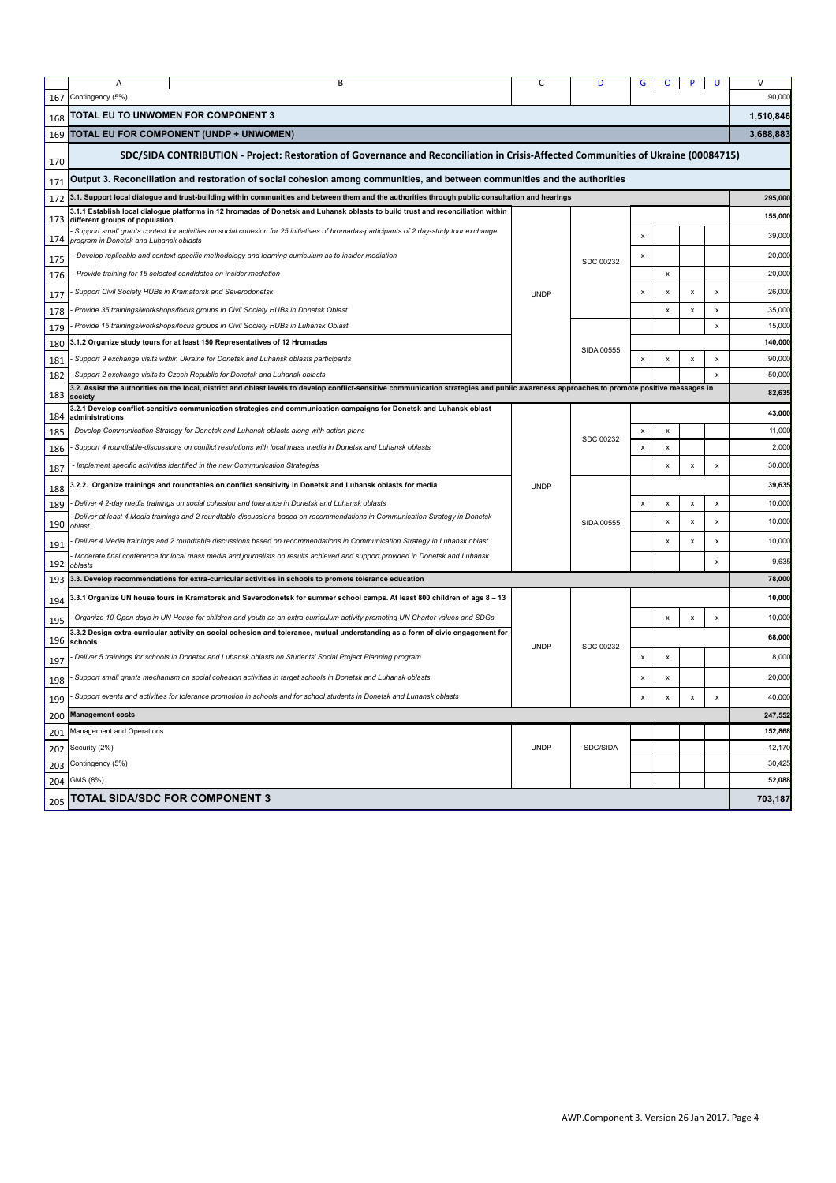| | A | B | C | D | G | O | P | U | V |
|---|---|---|---|---|---|---|---|---|---|
| 167 | Contingency (5%) | | | | | | | | 90,000 |
| 168 | **TOTAL EU TO UNWOMEN FOR COMPONENT 3** | | | | | | | | **1,510,846** |
| 169 | **TOTAL EU FOR COMPONENT (UNDP + UNWOMEN)** | | | | | | | | **3,688,883** |
| 170 | **SDC/SIDA CONTRIBUTION - Project: Restoration of Governance and Reconciliation in Crisis-Affected Communities of Ukraine (00084715)** | | | | | | | | |
| 171 | **Output 3. Reconciliation and restoration of social cohesion among communities, and between communities and the authorities** | | | | | | | | |
| 172 | **3.1. Support local dialogue and trust-building within communities and between them and the authorities through public consultation and hearings** | | | | | | | | **295,000** |
| 173 | **3.1.1 Establish local dialogue platforms in 12 hromadas of Donetsk and Luhansk oblasts to build trust and reconciliation within different groups of population.** | | UNDP | SDC 00232 | | | | | **155,000** |
| 174 | *- Support small grants contest for activities on social cohesion for 25 initiatives of hromadas-participants of 2 day-study tour exchange program in Donetsk and Luhansk oblasts* | | | | x | | | | 39,000 |
| 175 | *- Develop replicable and context-specific methodology and learning curriculum as to insider mediation* | | | | x | | | | 20,000 |
| 176 | *- Provide training for 15 selected candidates on insider mediation* | | | | | x | | | 20,000 |
| 177 | *- Support Civil Society HUBs in Kramatorsk and Severodonetsk* | | | | x | x | x | x | 26,000 |
| 178 | *- Provide 35 trainings/workshops/focus groups in Civil Society HUBs in Donetsk Oblast* | | | | | x | x | x | 35,000 |
| 179 | *- Provide 15 trainings/workshops/focus groups in Civil Society HUBs in Luhansk Oblast* | | | SIDA 00555 | | | | x | 15,000 |
| 180 | **3.1.2 Organize study tours for at least 150 Representatives of 12 Hromadas** | | | | | | | | **140,000** |
| 181 | *- Support 9 exchange visits within Ukraine for Donetsk and Luhansk oblasts participants* | | | | x | x | x | x | 90,000 |
| 182 | *- Support 2 exchange visits to Czech Republic for Donetsk and Luhansk oblasts* | | | | | | | x | 50,000 |
| 183 | **3.2. Assist the authorities on the local, district and oblast levels to develop conflict-sensitive communication strategies and public awareness approaches to promote positive messages in society** | | | | | | | | **82,635** |
| 184 | **3.2.1 Develop conflict-sensitive communication strategies and communication campaigns for Donetsk and Luhansk oblast administrations** | | UNDP | SDC 00232 | | | | | **43,000** |
| 185 | *- Develop Communication Strategy for Donetsk and Luhansk oblasts along with action plans* | | | | x | x | | | 11,000 |
| 186 | *- Support 4 roundtable-discussions on conflict resolutions with local mass media in Donetsk and Luhansk oblasts* | | | | x | x | | | 2,000 |
| 187 | *- Implement specific activities identified in the new Communication Strategies* | | | | | x | x | x | 30,000 |
| 188 | **3.2.2. Organize trainings and roundtables on conflict sensitivity in Donetsk and Luhansk oblasts for media** | | | SIDA 00555 | | | | | **39,635** |
| 189 | *- Deliver 4 2-day media trainings on social cohesion and tolerance in Donetsk and Luhansk oblasts* | | | | x | x | x | x | 10,000 |
| 190 | *- Deliver at least 4 Media trainings and 2 roundtable-discussions based on recommendations in Communication Strategy in Donetsk oblast* | | | | | x | x | x | 10,000 |
| 191 | *- Deliver 4 Media trainings and 2 roundtable discussions based on recommendations in Communication Strategy in Luhansk oblast* | | | | | x | x | x | 10,000 |
| 192 | *- Moderate final conference for local mass media and journalists on results achieved and support provided in Donetsk and Luhansk oblasts* | | | | | | | x | 9,635 |
| 193 | **3.3. Develop recommendations for extra-curricular activities in schools to promote tolerance education** | | | | | | | | **78,000** |
| 194 | **3.3.1 Organize UN house tours in Kramatorsk and Severodonetsk for summer school camps. At least 800 children of age 8 – 13** | | UNDP | SDC 00232 | | | | | **10,000** |
| 195 | *- Organize 10 Open days in UN House for children and youth as an extra-curriculum activity promoting UN Charter values and SDGs* | | | | | x | x | x | 10,000 |
| 196 | **3.3.2 Design extra-curricular activity on social cohesion and tolerance, mutual understanding as a form of civic engagement for schools** | | | | | | | | **68,000** |
| 197 | *- Deliver 5 trainings for schools in Donetsk and Luhansk oblasts on Students' Social Project Planning program* | | | | x | x | | | 8,000 |
| 198 | *- Support small grants mechanism on social cohesion activities in target schools in Donetsk and Luhansk oblasts* | | | | x | x | | | 20,000 |
| 199 | *- Support events and activities for tolerance promotion in schools and for school students in Donetsk and Luhansk oblasts* | | | | x | x | x | x | 40,000 |
| 200 | **Management costs** | | | | | | | | **247,552** |
| 201 | Management and Operations | | UNDP | SDC/SIDA | | | | | **152,868** |
| 202 | Security (2%) | | | | | | | | 12,170 |
| 203 | Contingency (5%) | | | | | | | | 30,425 |
| 204 | GMS (8%) | | | | | | | | **52,088** |
| 205 | **TOTAL SIDA/SDC FOR COMPONENT 3** | | | | | | | | **703,187** |

AWP.Component 3. Version 26 Jan 2017.